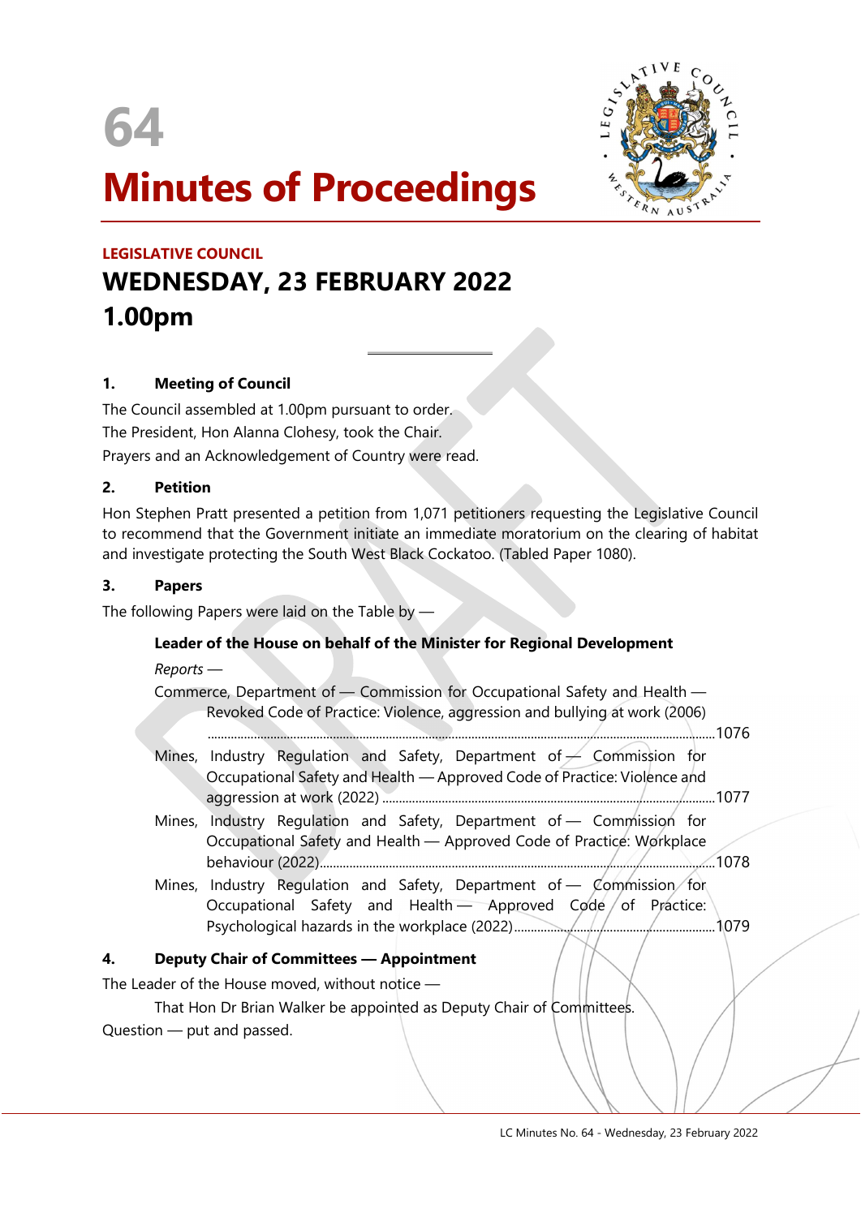# 64

# Minutes of Proceedings

**LEGISLATIVE COUNCIL**

## WEDNESDAY, 23 FEBRUARY 2022
## 1.00pm

### 1. Meeting of Council

The Council assembled at 1.00pm pursuant to order.

The President, Hon Alanna Clohesy, took the Chair.

Prayers and an Acknowledgement of Country were read.

### 2. Petition

Hon Stephen Pratt presented a petition from 1,071 petitioners requesting the Legislative Council to recommend that the Government initiate an immediate moratorium on the clearing of habitat and investigate protecting the South West Black Cockatoo. (Tabled Paper 1080).

### 3. Papers

The following Papers were laid on the Table by —

**Leader of the House on behalf of the Minister for Regional Development**

*Reports* —

Commerce, Department of — Commission for Occupational Safety and Health — Revoked Code of Practice: Violence, aggression and bullying at work (2006) ....... 1076

Mines, Industry Regulation and Safety, Department of — Commission for Occupational Safety and Health — Approved Code of Practice: Violence and aggression at work (2022) ....... 1077

Mines, Industry Regulation and Safety, Department of — Commission for Occupational Safety and Health — Approved Code of Practice: Workplace behaviour (2022) ....... 1078

Mines, Industry Regulation and Safety, Department of — Commission for Occupational Safety and Health — Approved Code of Practice: Psychological hazards in the workplace (2022) ....... 1079

### 4. Deputy Chair of Committees — Appointment

The Leader of the House moved, without notice —

That Hon Dr Brian Walker be appointed as Deputy Chair of Committees.

Question — put and passed.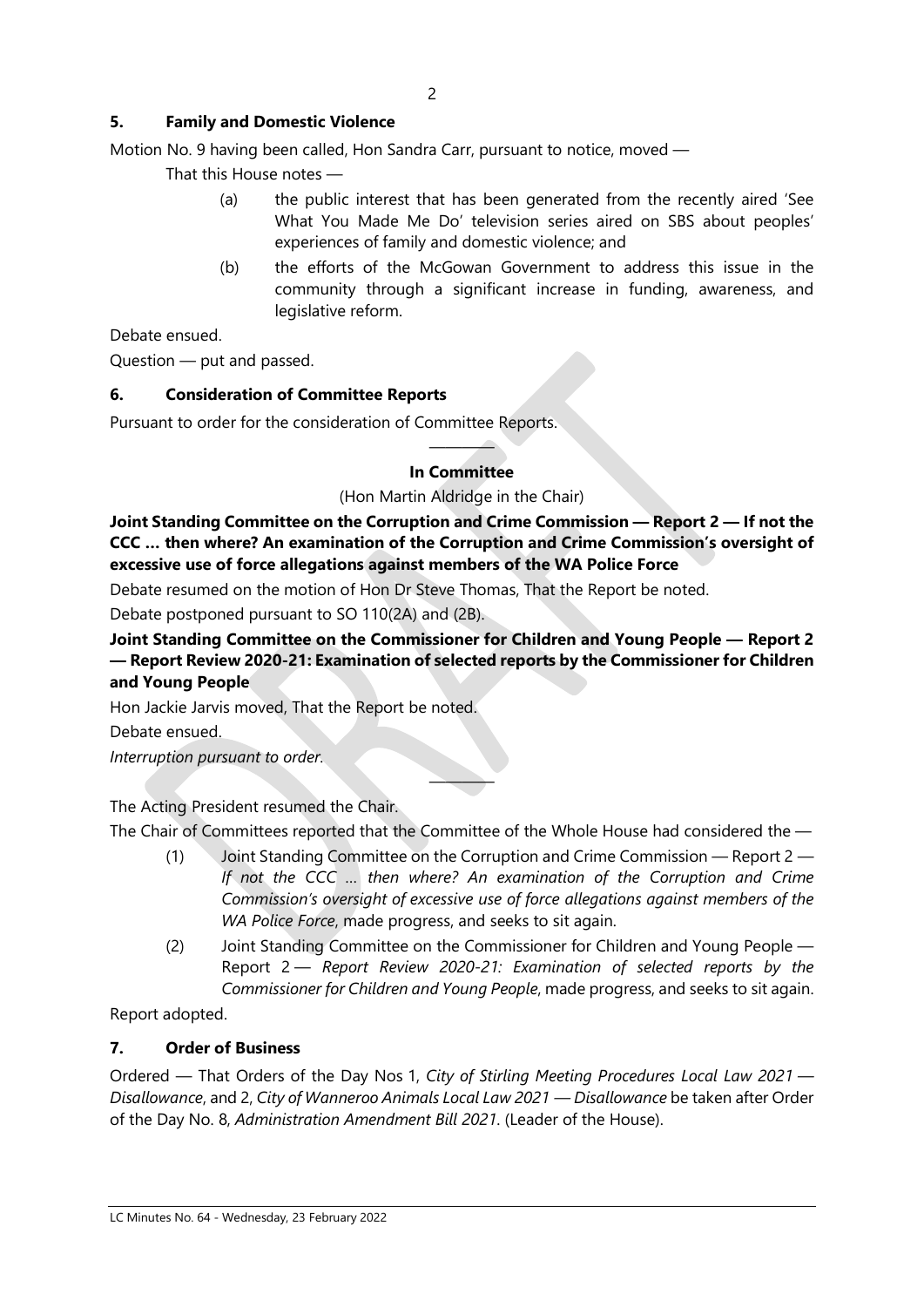## 5. Family and Domestic Violence

Motion No. 9 having been called, Hon Sandra Carr, pursuant to notice, moved —

That this House notes —

(a) the public interest that has been generated from the recently aired 'See What You Made Me Do' television series aired on SBS about peoples' experiences of family and domestic violence; and

(b) the efforts of the McGowan Government to address this issue in the community through a significant increase in funding, awareness, and legislative reform.

Debate ensued.

Question — put and passed.

## 6. Consideration of Committee Reports

Pursuant to order for the consideration of Committee Reports.

---

**In Committee**

(Hon Martin Aldridge in the Chair)

**Joint Standing Committee on the Corruption and Crime Commission — Report 2 — If not the CCC … then where? An examination of the Corruption and Crime Commission's oversight of excessive use of force allegations against members of the WA Police Force**

Debate resumed on the motion of Hon Dr Steve Thomas, That the Report be noted.

Debate postponed pursuant to SO 110(2A) and (2B).

**Joint Standing Committee on the Commissioner for Children and Young People — Report 2 — Report Review 2020-21: Examination of selected reports by the Commissioner for Children and Young People**

Hon Jackie Jarvis moved, That the Report be noted.

Debate ensued.

*Interruption pursuant to order.*

---

The Acting President resumed the Chair.

The Chair of Committees reported that the Committee of the Whole House had considered the —

(1) Joint Standing Committee on the Corruption and Crime Commission — Report 2 — *If not the CCC … then where? An examination of the Corruption and Crime Commission's oversight of excessive use of force allegations against members of the WA Police Force*, made progress, and seeks to sit again.

(2) Joint Standing Committee on the Commissioner for Children and Young People — Report 2 — *Report Review 2020-21: Examination of selected reports by the Commissioner for Children and Young People*, made progress, and seeks to sit again.

Report adopted.

## 7. Order of Business

Ordered — That Orders of the Day Nos 1, *City of Stirling Meeting Procedures Local Law 2021 — Disallowance*, and 2, *City of Wanneroo Animals Local Law 2021 — Disallowance* be taken after Order of the Day No. 8, *Administration Amendment Bill 2021*. (Leader of the House).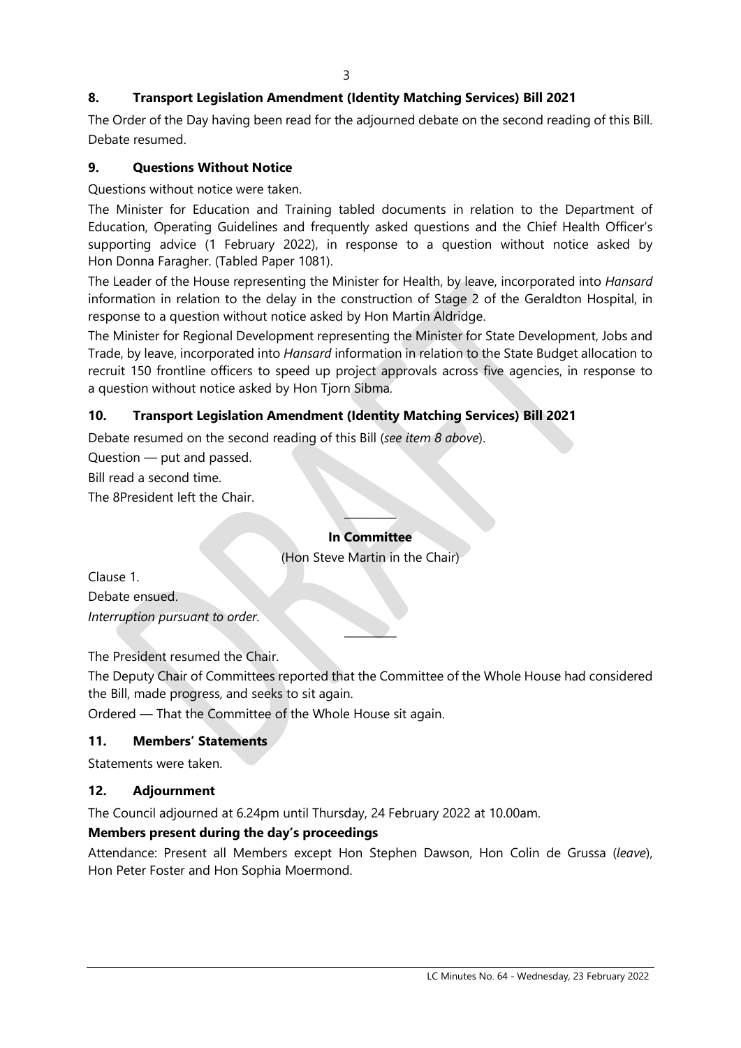## 8. Transport Legislation Amendment (Identity Matching Services) Bill 2021

The Order of the Day having been read for the adjourned debate on the second reading of this Bill. Debate resumed.

## 9. Questions Without Notice

Questions without notice were taken.

The Minister for Education and Training tabled documents in relation to the Department of Education, Operating Guidelines and frequently asked questions and the Chief Health Officer's supporting advice (1 February 2022), in response to a question without notice asked by Hon Donna Faragher. (Tabled Paper 1081).

The Leader of the House representing the Minister for Health, by leave, incorporated into *Hansard* information in relation to the delay in the construction of Stage 2 of the Geraldton Hospital, in response to a question without notice asked by Hon Martin Aldridge.

The Minister for Regional Development representing the Minister for State Development, Jobs and Trade, by leave, incorporated into *Hansard* information in relation to the State Budget allocation to recruit 150 frontline officers to speed up project approvals across five agencies, in response to a question without notice asked by Hon Tjorn Sibma.

## 10. Transport Legislation Amendment (Identity Matching Services) Bill 2021

Debate resumed on the second reading of this Bill (*see item 8 above*).

Question — put and passed.

Bill read a second time.

The 8President left the Chair.

---

**In Committee**

(Hon Steve Martin in the Chair)

Clause 1.

Debate ensued.

*Interruption pursuant to order*.

---

The President resumed the Chair.

The Deputy Chair of Committees reported that the Committee of the Whole House had considered the Bill, made progress, and seeks to sit again.

Ordered — That the Committee of the Whole House sit again.

## 11. Members' Statements

Statements were taken.

## 12. Adjournment

The Council adjourned at 6.24pm until Thursday, 24 February 2022 at 10.00am.

**Members present during the day's proceedings**

Attendance: Present all Members except Hon Stephen Dawson, Hon Colin de Grussa (*leave*), Hon Peter Foster and Hon Sophia Moermond.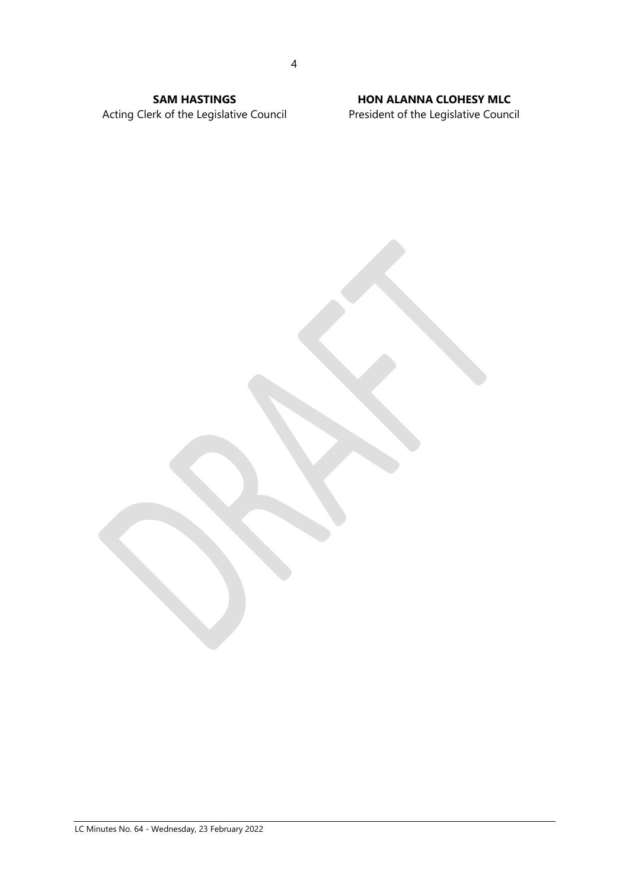**SAM HASTINGS**
Acting Clerk of the Legislative Council

**HON ALANNA CLOHESY MLC**
President of the Legislative Council